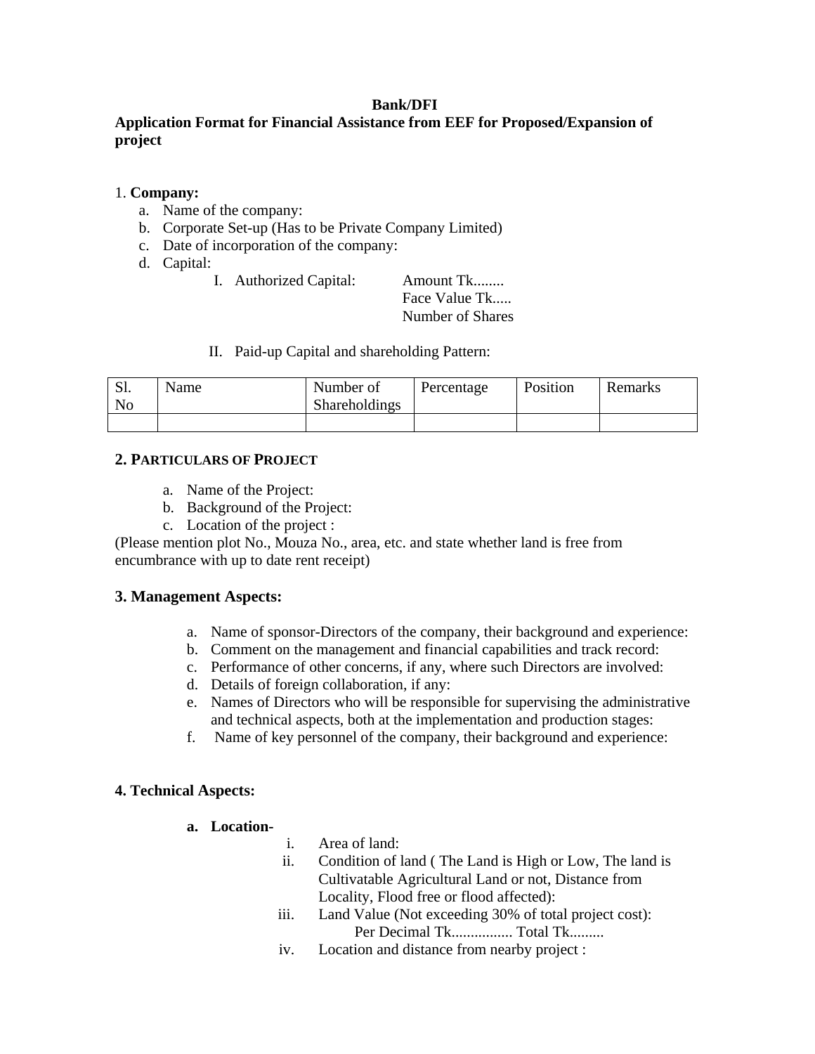**Bank/DFI**

**Application Format for Financial Assistance from EEF for Proposed/Expansion of project**

1. **Company:**
   a. Name of the company:
   b. Corporate Set-up (Has to be Private Company Limited)
   c. Date of incorporation of the company:
   d. Capital:
      I. Authorized Capital: Amount Tk........
         Face Value Tk.....
         Number of Shares

      II. Paid-up Capital and shareholding Pattern:

| Sl. No | Name | Number of Shareholdings | Percentage | Position | Remarks |
|---|---|---|---|---|---|
| | | | | | |

**2. PARTICULARS OF PROJECT**

a. Name of the Project:
b. Background of the Project:
c. Location of the project :

(Please mention plot No., Mouza No., area, etc. and state whether land is free from encumbrance with up to date rent receipt)

**3. Management Aspects:**

a. Name of sponsor-Directors of the company, their background and experience:
b. Comment on the management and financial capabilities and track record:
c. Performance of other concerns, if any, where such Directors are involved:
d. Details of foreign collaboration, if any:
e. Names of Directors who will be responsible for supervising the administrative and technical aspects, both at the implementation and production stages:
f. Name of key personnel of the company, their background and experience:

**4. Technical Aspects:**

**a. Location-**

i. Area of land:
ii. Condition of land ( The Land is High or Low, The land is Cultivatable Agricultural Land or not, Distance from Locality, Flood free or flood affected):
iii. Land Value (Not exceeding 30% of total project cost):
     Per Decimal Tk................ Total Tk.........
iv. Location and distance from nearby project :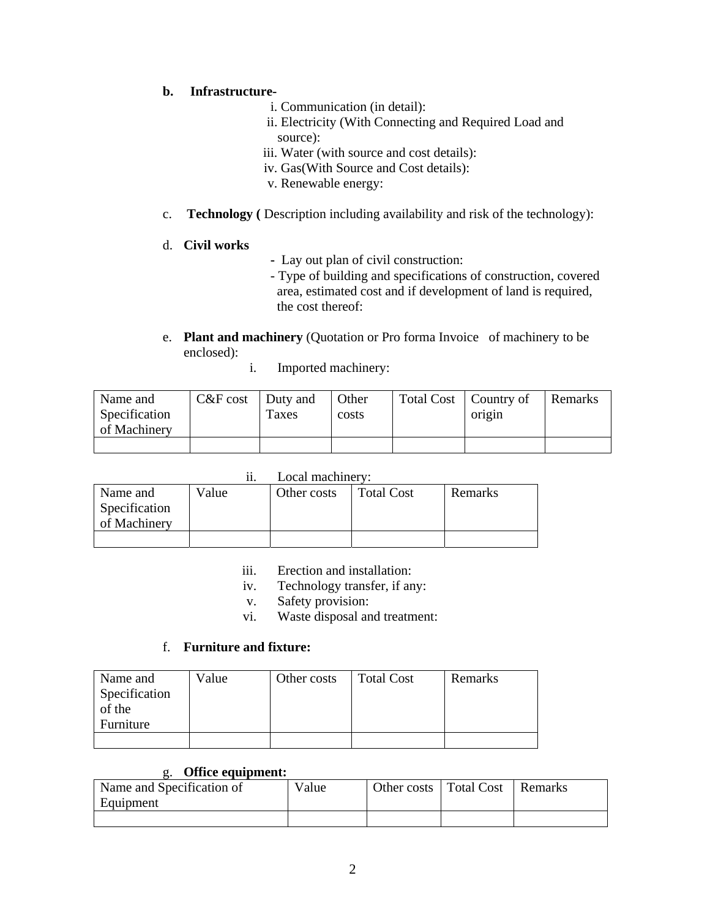**b. Infrastructure-**

i. Communication (in detail):
ii. Electricity (With Connecting and Required Load and source):
iii. Water (with source and cost details):
iv. Gas(With Source and Cost details):
v. Renewable energy:

c. **Technology (** Description including availability and risk of the technology):

d. **Civil works**

- Lay out plan of civil construction:
- Type of building and specifications of construction, covered area, estimated cost and if development of land is required, the cost thereof:

e. **Plant and machinery** (Quotation or Pro forma Invoice of machinery to be enclosed):

i. Imported machinery:

| Name and Specification of Machinery | C&F cost | Duty and Taxes | Other costs | Total Cost | Country of origin | Remarks |
|---|---|---|---|---|---|---|
| | | | | | | |

ii. Local machinery:

| Name and Specification of Machinery | Value | Other costs | Total Cost | Remarks |
|---|---|---|---|---|
| | | | | |

iii. Erection and installation:
iv. Technology transfer, if any:
v. Safety provision:
vi. Waste disposal and treatment:

f. **Furniture and fixture:**

| Name and Specification of the Furniture | Value | Other costs | Total Cost | Remarks |
|---|---|---|---|---|
| | | | | |

g. **Office equipment:**

| Name and Specification of Equipment | Value | Other costs | Total Cost | Remarks |
|---|---|---|---|---|
| | | | | |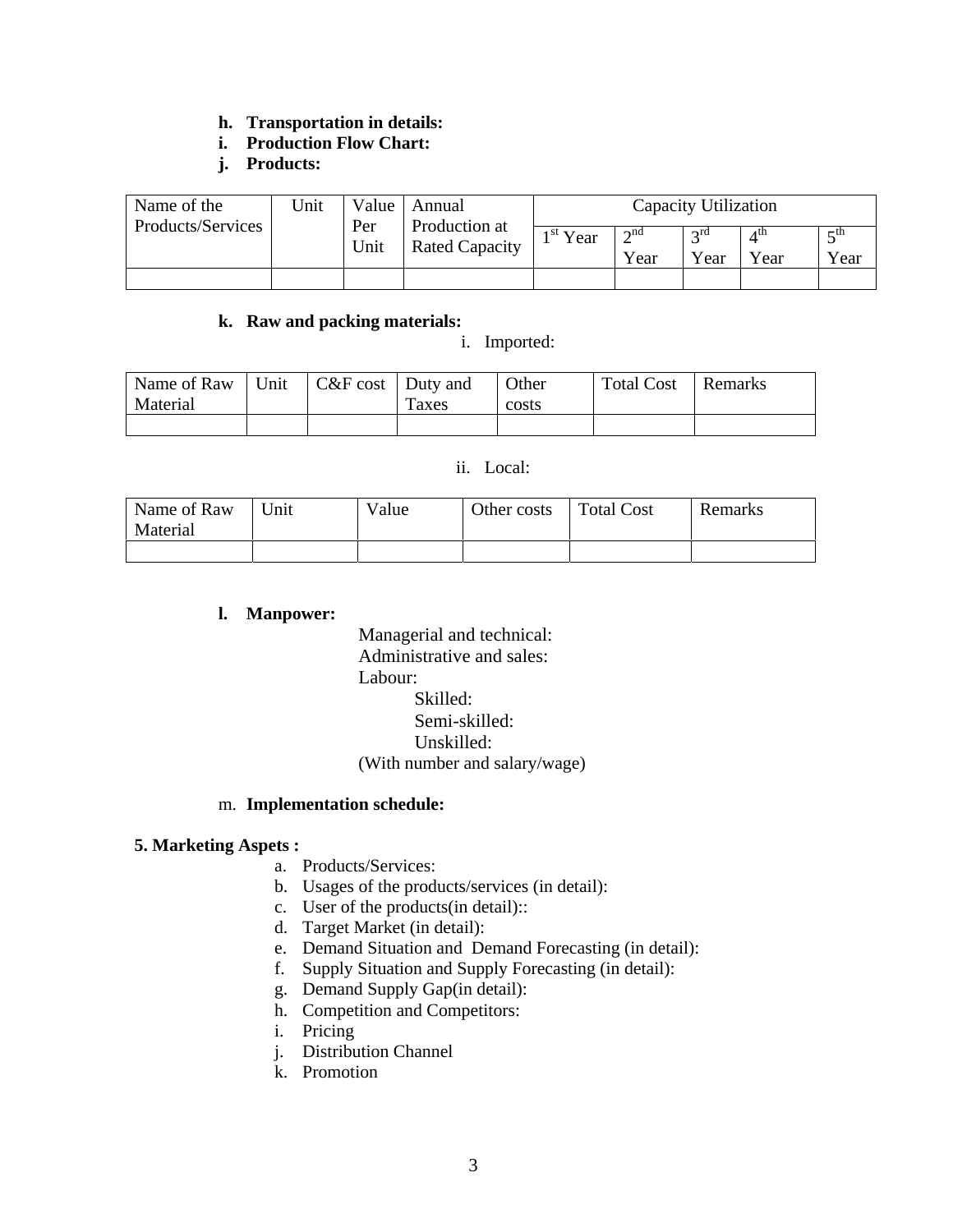h. **Transportation in details:**

i. **Production Flow Chart:**

j. **Products:**

| Name of the Products/Services | Unit | Value Per Unit | Annual Production at Rated Capacity | Capacity Utilization | | | | |
|---|---|---|---|---|---|---|---|---|
| | | | | 1st Year | 2nd Year | 3rd Year | 4th Year | 5th Year |
| | | | | | | | | |

k. **Raw and packing materials:**

i. Imported:

| Name of Raw Material | Unit | C&F cost | Duty and Taxes | Other costs | Total Cost | Remarks |
|---|---|---|---|---|---|---|
| | | | | | | |

ii. Local:

| Name of Raw Material | Unit | Value | Other costs | Total Cost | Remarks |
|---|---|---|---|---|---|
| | | | | | |

l. **Manpower:**

Managerial and technical:
Administrative and sales:
Labour:
- Skilled:
- Semi-skilled:
- Unskilled:

(With number and salary/wage)

m. **Implementation schedule:**

**5. Marketing Aspets :**

a. Products/Services:
b. Usages of the products/services (in detail):
c. User of the products(in detail)::
d. Target Market (in detail):
e. Demand Situation and Demand Forecasting (in detail):
f. Supply Situation and Supply Forecasting (in detail):
g. Demand Supply Gap(in detail):
h. Competition and Competitors:
i. Pricing
j. Distribution Channel
k. Promotion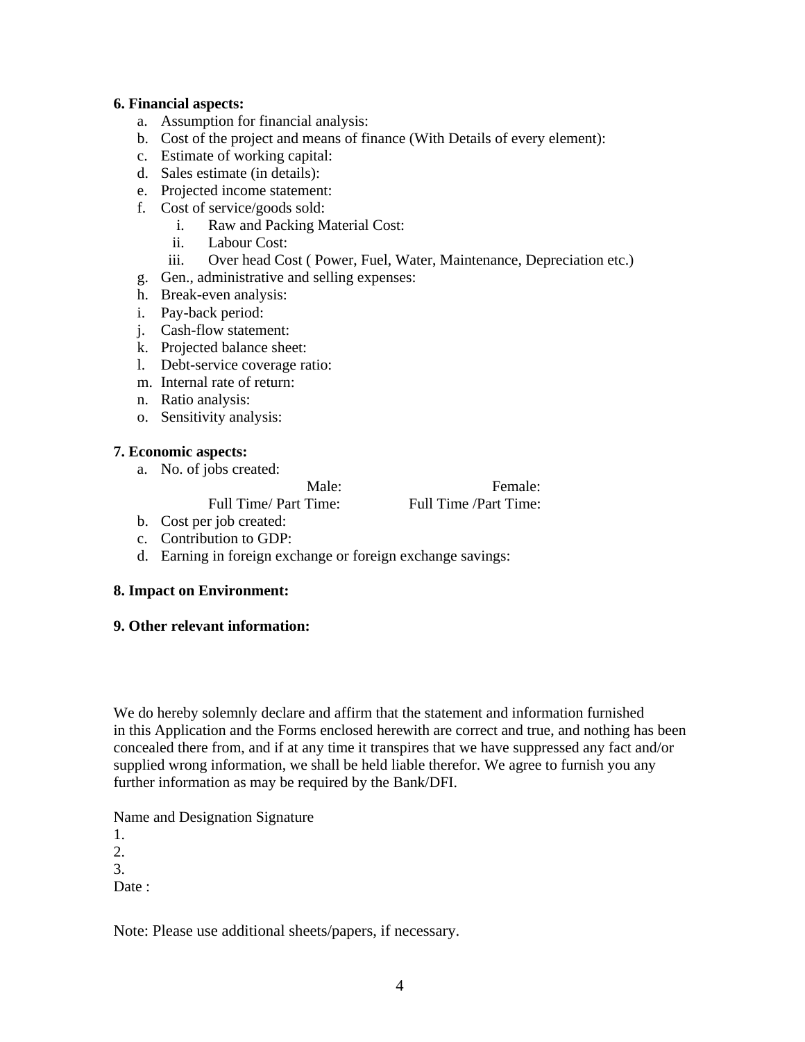**6. Financial aspects:**

a. Assumption for financial analysis:
b. Cost of the project and means of finance (With Details of every element):
c. Estimate of working capital:
d. Sales estimate (in details):
e. Projected income statement:
f. Cost of service/goods sold:
    i. Raw and Packing Material Cost:
    ii. Labour Cost:
    iii. Over head Cost ( Power, Fuel, Water, Maintenance, Depreciation etc.)
g. Gen., administrative and selling expenses:
h. Break-even analysis:
i. Pay-back period:
j. Cash-flow statement:
k. Projected balance sheet:
l. Debt-service coverage ratio:
m. Internal rate of return:
n. Ratio analysis:
o. Sensitivity analysis:

**7. Economic aspects:**

a. No. of jobs created:

| Male: | Female: |
|---|---|
| Full Time/ Part Time: | Full Time /Part Time: |

b. Cost per job created:
c. Contribution to GDP:
d. Earning in foreign exchange or foreign exchange savings:

**8. Impact on Environment:**

**9. Other relevant information:**

We do hereby solemnly declare and affirm that the statement and information furnished in this Application and the Forms enclosed herewith are correct and true, and nothing has been concealed there from, and if at any time it transpires that we have suppressed any fact and/or supplied wrong information, we shall be held liable therefor. We agree to furnish you any further information as may be required by the Bank/DFI.

Name and Designation Signature

1.
2.
3.

Date :

Note: Please use additional sheets/papers, if necessary.